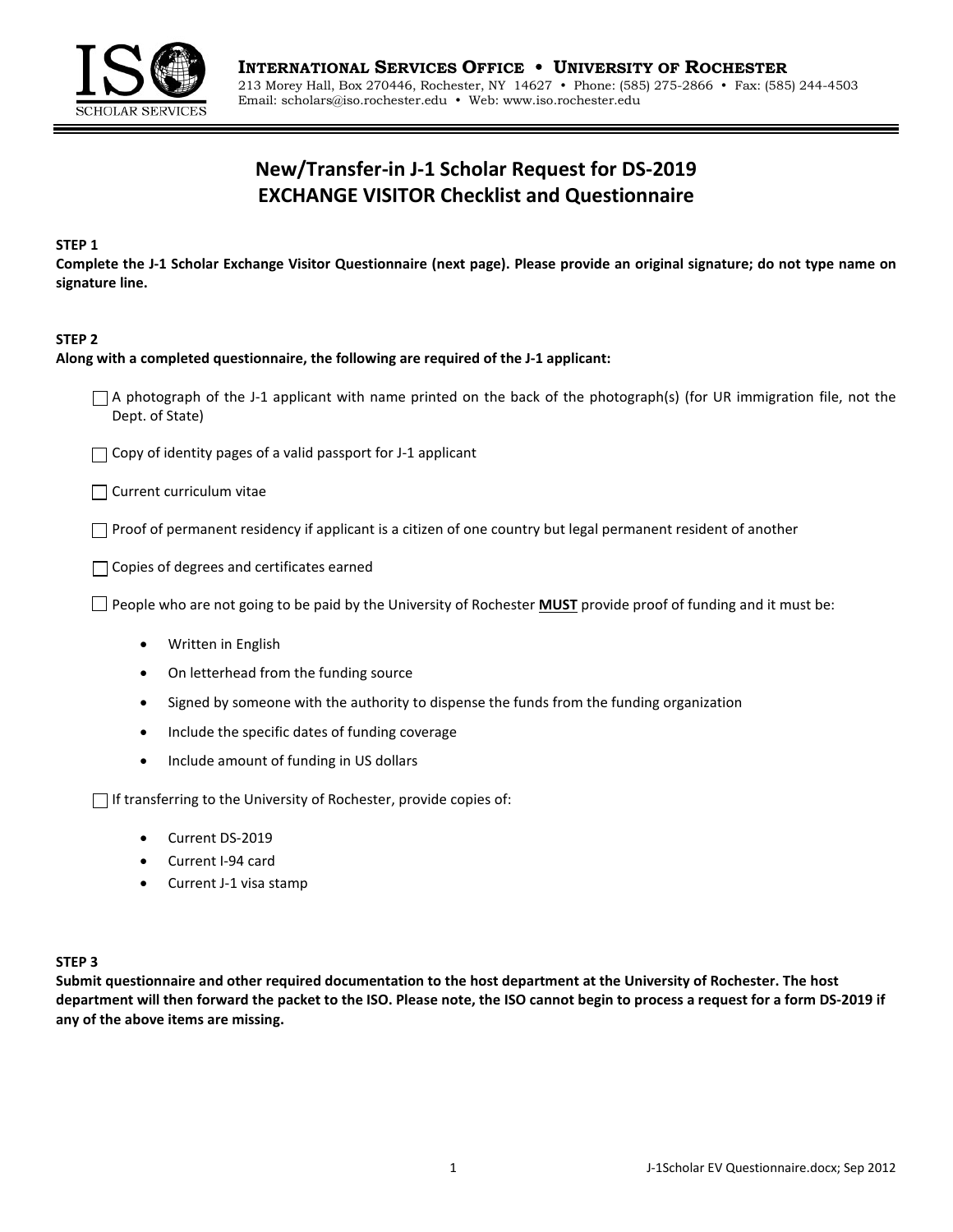**INTERNATIONAL SERVICES OFFICE • UNIVERSITY OF ROCHESTER**
213 Morey Hall, Box 270446, Rochester, NY 14627 • Phone: (585) 275-2866 • Fax: (585) 244-4503
Email: scholars@iso.rochester.edu • Web: www.iso.rochester.edu

# New/Transfer-in J-1 Scholar Request for DS-2019
# EXCHANGE VISITOR Checklist and Questionnaire

**STEP 1**

**Complete the J-1 Scholar Exchange Visitor Questionnaire (next page). Please provide an original signature; do not type name on signature line.**

**STEP 2**

**Along with a completed questionnaire, the following are required of the J-1 applicant:**

- ☐ A photograph of the J-1 applicant with name printed on the back of the photograph(s) (for UR immigration file, not the Dept. of State)
- ☐ Copy of identity pages of a valid passport for J-1 applicant
- ☐ Current curriculum vitae
- ☐ Proof of permanent residency if applicant is a citizen of one country but legal permanent resident of another
- ☐ Copies of degrees and certificates earned
- ☐ People who are not going to be paid by the University of Rochester **MUST** provide proof of funding and it must be:
  - Written in English
  - On letterhead from the funding source
  - Signed by someone with the authority to dispense the funds from the funding organization
  - Include the specific dates of funding coverage
  - Include amount of funding in US dollars
- ☐ If transferring to the University of Rochester, provide copies of:
  - Current DS-2019
  - Current I-94 card
  - Current J-1 visa stamp

**STEP 3**

**Submit questionnaire and other required documentation to the host department at the University of Rochester. The host department will then forward the packet to the ISO. Please note, the ISO cannot begin to process a request for a form DS-2019 if any of the above items are missing.**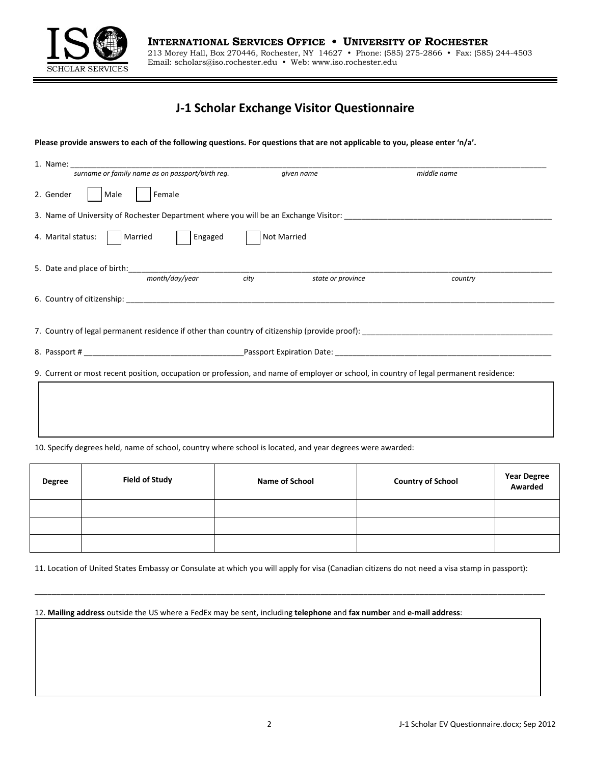**INTERNATIONAL SERVICES OFFICE • UNIVERSITY OF ROCHESTER**
213 Morey Hall, Box 270446, Rochester, NY 14627 • Phone: (585) 275-2866 • Fax: (585) 244-4503
Email: scholars@iso.rochester.edu • Web: www.iso.rochester.edu

# J-1 Scholar Exchange Visitor Questionnaire

**Please provide answers to each of the following questions. For questions that are not applicable to you, please enter 'n/a'.**

1. Name: ______________________________________________________________________
   *surname or family name as on passport/birth reg.* *given name* *middle name*

2. Gender ☐ Male ☐ Female

3. Name of University of Rochester Department where you will be an Exchange Visitor: ______________________________

4. Marital status: ☐ Married ☐ Engaged ☐ Not Married

5. Date and place of birth: ______________________________________________________________
   *month/day/year* *city* *state or province* *country*

6. Country of citizenship: ______________________________________________________________

7. Country of legal permanent residence if other than country of citizenship (provide proof): ______________________________

8. Passport # ______________________ Passport Expiration Date: ______________________________

9. Current or most recent position, occupation or profession, and name of employer or school, in country of legal permanent residence:

10. Specify degrees held, name of school, country where school is located, and year degrees were awarded:

| Degree | Field of Study | Name of School | Country of School | Year Degree Awarded |
|---|---|---|---|---|
| | | | | |
| | | | | |
| | | | | |

11. Location of United States Embassy or Consulate at which you will apply for visa (Canadian citizens do not need a visa stamp in passport):

______________________________________________________________________

12. **Mailing address** outside the US where a FedEx may be sent, including **telephone** and **fax number** and **e-mail address**:

J-1 Scholar EV Questionnaire.docx; Sep 2012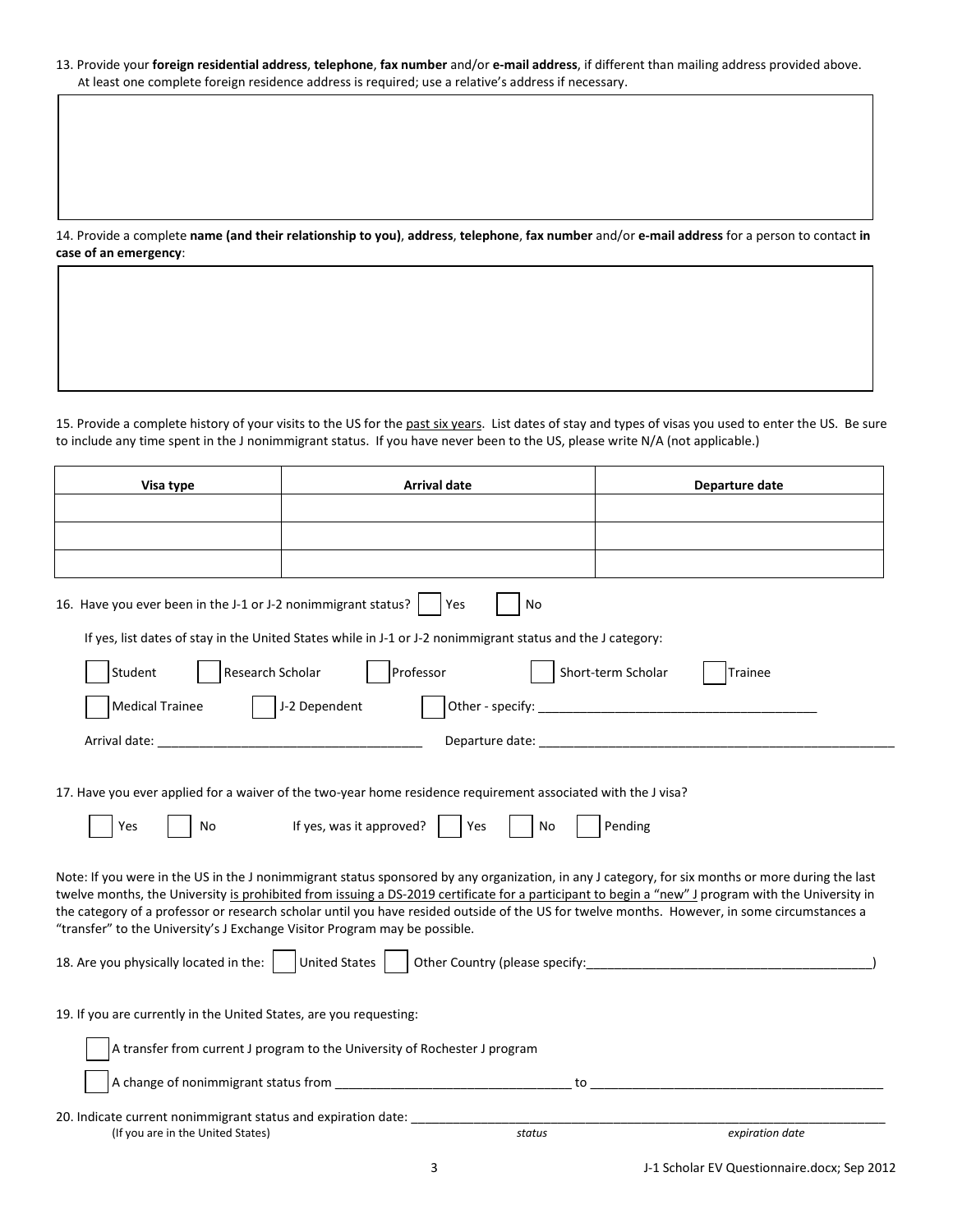13. Provide your **foreign residential address**, **telephone**, **fax number** and/or **e-mail address**, if different than mailing address provided above. At least one complete foreign residence address is required; use a relative's address if necessary.

14. Provide a complete **name (and their relationship to you)**, **address**, **telephone**, **fax number** and/or **e-mail address** for a person to contact **in case of an emergency**:

15. Provide a complete history of your visits to the US for the past six years. List dates of stay and types of visas you used to enter the US. Be sure to include any time spent in the J nonimmigrant status. If you have never been to the US, please write N/A (not applicable.)

| Visa type | Arrival date | Departure date |
|---|---|---|
| | | |
| | | |
| | | |

16. Have you ever been in the J-1 or J-2 nonimmigrant status? ☐ Yes ☐ No

If yes, list dates of stay in the United States while in J-1 or J-2 nonimmigrant status and the J category:

☐ Student ☐ Research Scholar ☐ Professor ☐ Short-term Scholar ☐ Trainee

☐ Medical Trainee ☐ J-2 Dependent ☐ Other - specify: ____________________

Arrival date: ____________________ Departure date: ____________________

17. Have you ever applied for a waiver of the two-year home residence requirement associated with the J visa?

☐ Yes ☐ No If yes, was it approved? ☐ Yes ☐ No ☐ Pending

Note: If you were in the US in the J nonimmigrant status sponsored by any organization, in any J category, for six months or more during the last twelve months, the University is prohibited from issuing a DS-2019 certificate for a participant to begin a "new" J program with the University in the category of a professor or research scholar until you have resided outside of the US for twelve months. However, in some circumstances a "transfer" to the University's J Exchange Visitor Program may be possible.

18. Are you physically located in the: ☐ United States ☐ Other Country (please specify:____________________)

19. If you are currently in the United States, are you requesting:

☐ A transfer from current J program to the University of Rochester J program

☐ A change of nonimmigrant status from ____________________ to ____________________

20. Indicate current nonimmigrant status and expiration date: ____________________
(If you are in the United States) *status* *expiration date*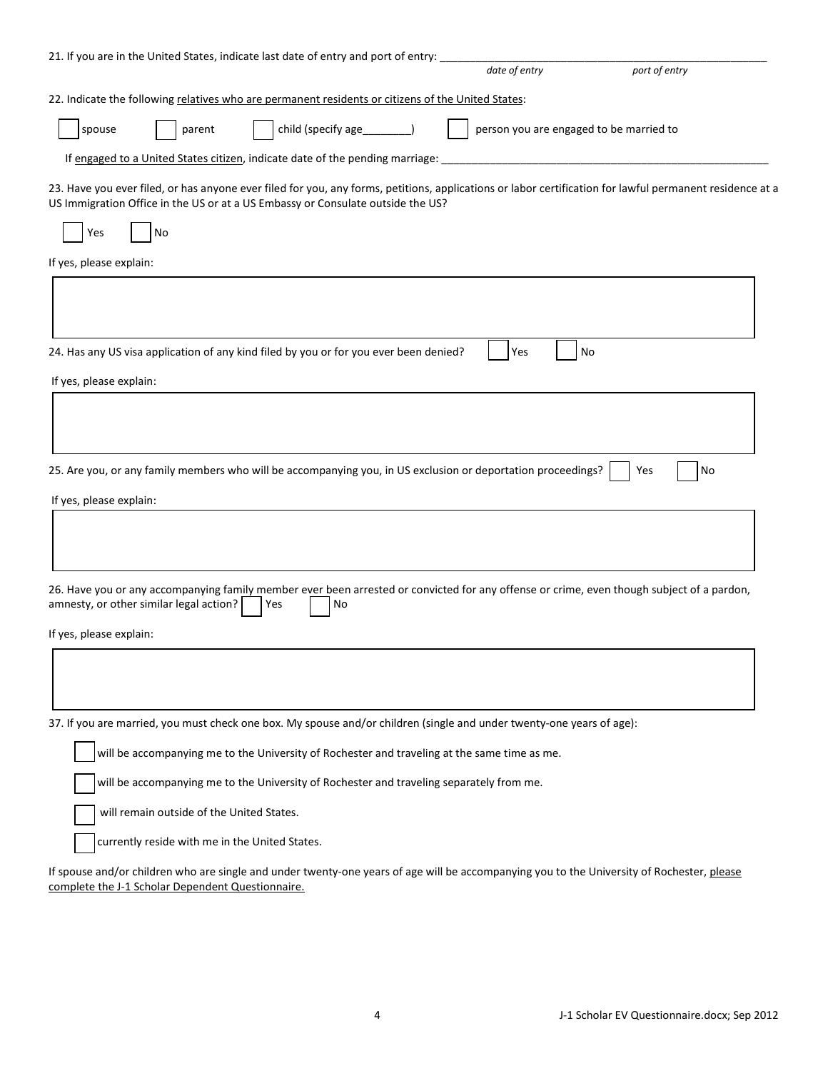21. If you are in the United States, indicate last date of entry and port of entry: ______________________________

*date of entry* *port of entry*

22. Indicate the following <u>relatives who are permanent residents or citizens of the United States</u>:

☐ spouse ☐ parent ☐ child (specify age________) ☐ person you are engaged to be married to

If <u>engaged to a United States citizen</u>, indicate date of the pending marriage: ______________________________

23. Have you ever filed, or has anyone ever filed for you, any forms, petitions, applications or labor certification for lawful permanent residence at a US Immigration Office in the US or at a US Embassy or Consulate outside the US?

☐ Yes ☐ No

If yes, please explain:

24. Has any US visa application of any kind filed by you or for you ever been denied? ☐ Yes ☐ No

If yes, please explain:

25. Are you, or any family members who will be accompanying you, in US exclusion or deportation proceedings? ☐ Yes ☐ No

If yes, please explain:

26. Have you or any accompanying family member ever been arrested or convicted for any offense or crime, even though subject of a pardon, amnesty, or other similar legal action? ☐ Yes ☐ No

If yes, please explain:

37. If you are married, you must check one box. My spouse and/or children (single and under twenty-one years of age):

☐ will be accompanying me to the University of Rochester and traveling at the same time as me.

☐ will be accompanying me to the University of Rochester and traveling separately from me.

☐ will remain outside of the United States.

☐ currently reside with me in the United States.

If spouse and/or children who are single and under twenty-one years of age will be accompanying you to the University of Rochester, <u>please complete the J-1 Scholar Dependent Questionnaire.</u>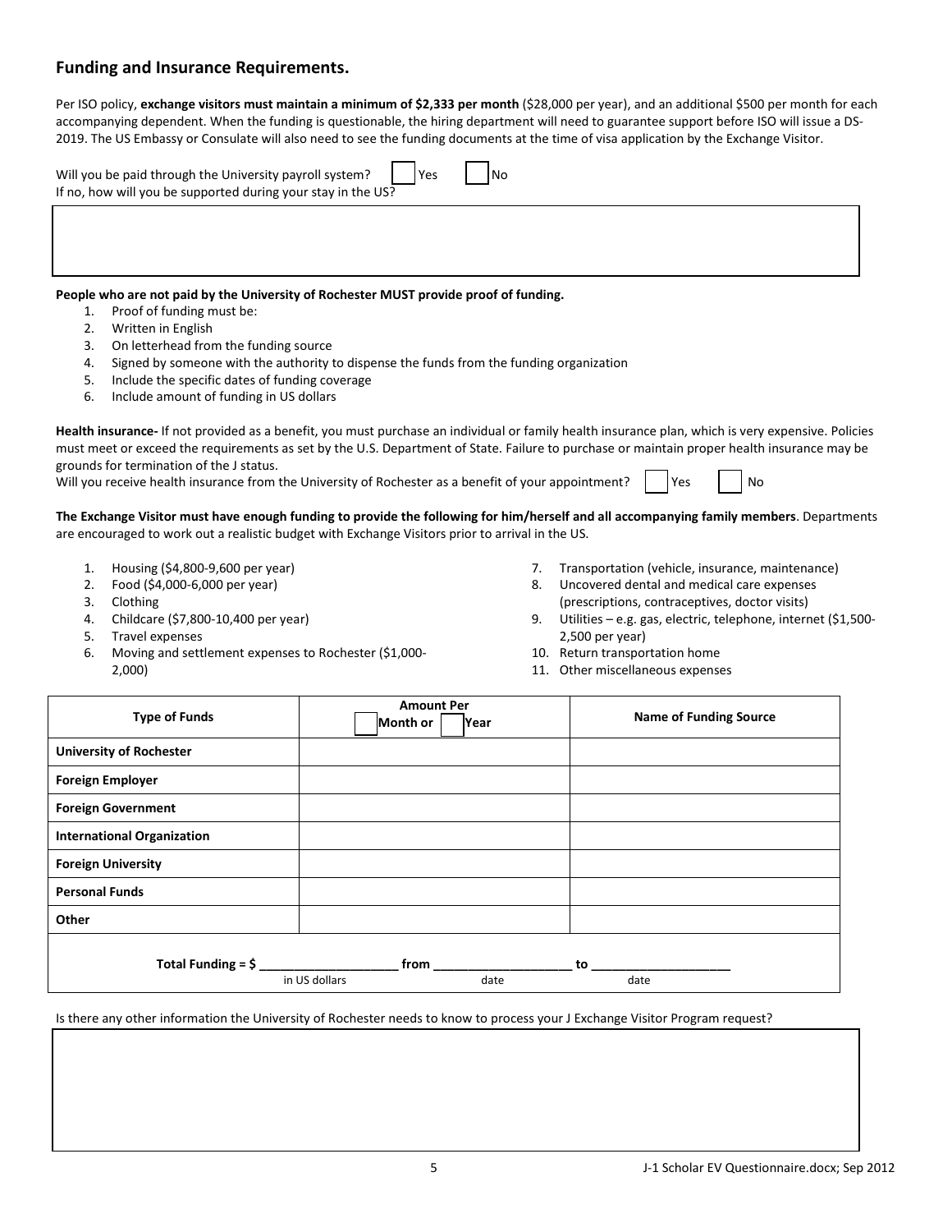## Funding and Insurance Requirements.

Per ISO policy, **exchange visitors must maintain a minimum of $2,333 per month** ($28,000 per year), and an additional $500 per month for each accompanying dependent. When the funding is questionable, the hiring department will need to guarantee support before ISO will issue a DS-2019. The US Embassy or Consulate will also need to see the funding documents at the time of visa application by the Exchange Visitor.

Will you be paid through the University payroll system? ☐ Yes ☐ No

If no, how will you be supported during your stay in the US?

| |
|---|
| |

**People who are not paid by the University of Rochester MUST provide proof of funding.**

1. Proof of funding must be:
2. Written in English
3. On letterhead from the funding source
4. Signed by someone with the authority to dispense the funds from the funding organization
5. Include the specific dates of funding coverage
6. Include amount of funding in US dollars

**Health insurance-** If not provided as a benefit, you must purchase an individual or family health insurance plan, which is very expensive. Policies must meet or exceed the requirements as set by the U.S. Department of State. Failure to purchase or maintain proper health insurance may be grounds for termination of the J status.

Will you receive health insurance from the University of Rochester as a benefit of your appointment? ☐ Yes ☐ No

**The Exchange Visitor must have enough funding to provide the following for him/herself and all accompanying family members**. Departments are encouraged to work out a realistic budget with Exchange Visitors prior to arrival in the US.

1. Housing ($4,800-9,600 per year)
2. Food ($4,000-6,000 per year)
3. Clothing
4. Childcare ($7,800-10,400 per year)
5. Travel expenses
6. Moving and settlement expenses to Rochester ($1,000-2,000)
7. Transportation (vehicle, insurance, maintenance)
8. Uncovered dental and medical care expenses (prescriptions, contraceptives, doctor visits)
9. Utilities – e.g. gas, electric, telephone, internet ($1,500-2,500 per year)
10. Return transportation home
11. Other miscellaneous expenses

| Type of Funds | Amount Per ☐ Month or ☐ Year | Name of Funding Source |
|---|---|---|
| **University of Rochester** | | |
| **Foreign Employer** | | |
| **Foreign Government** | | |
| **International Organization** | | |
| **Foreign University** | | |
| **Personal Funds** | | |
| **Other** | | |
| **Total Funding = $** ____________ (in US dollars) **from** ____________ (date) **to** ____________ (date) | | |

Is there any other information the University of Rochester needs to know to process your J Exchange Visitor Program request?

| |
|---|
| |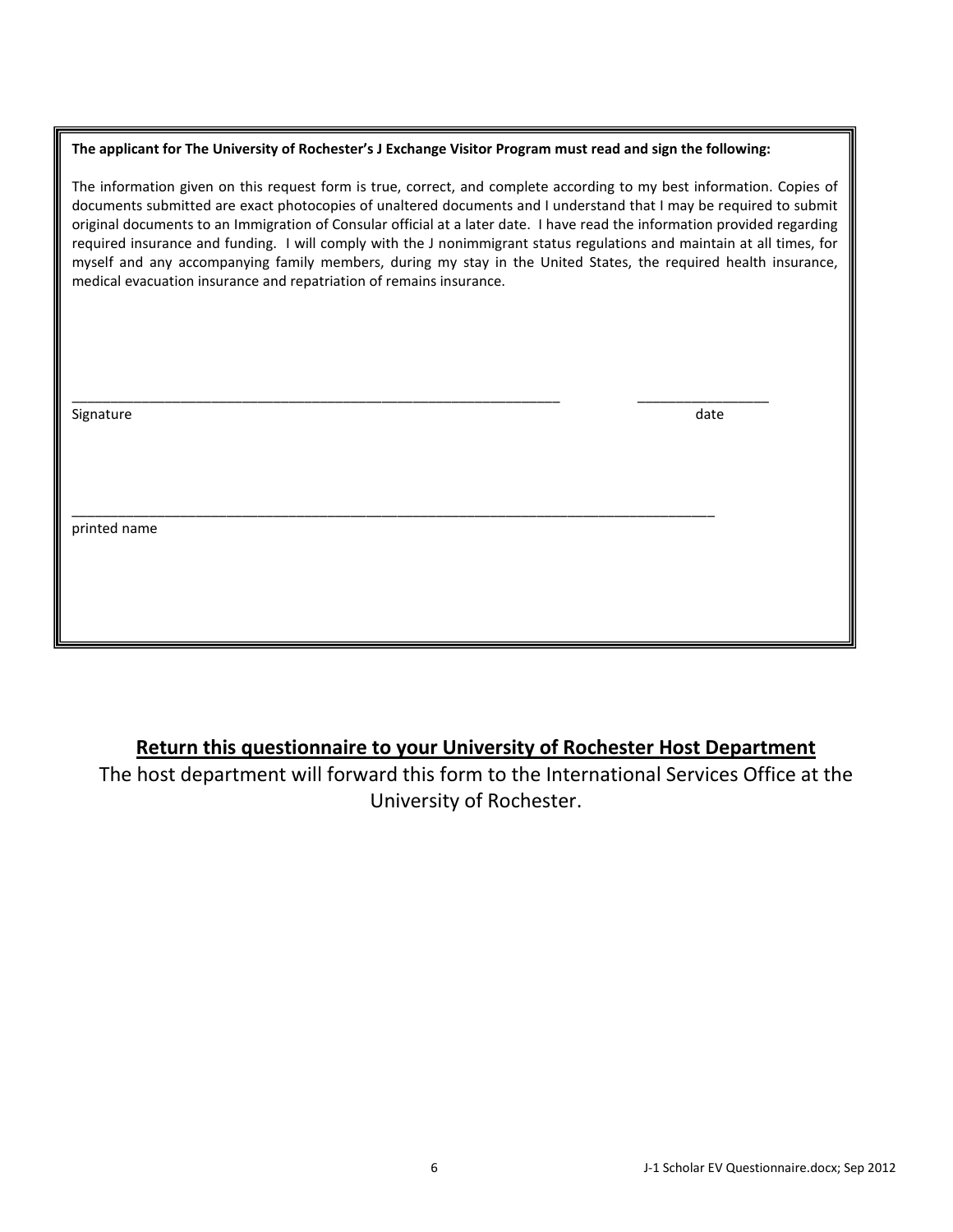**The applicant for The University of Rochester's J Exchange Visitor Program must read and sign the following:**

The information given on this request form is true, correct, and complete according to my best information. Copies of documents submitted are exact photocopies of unaltered documents and I understand that I may be required to submit original documents to an Immigration of Consular official at a later date. I have read the information provided regarding required insurance and funding. I will comply with the J nonimmigrant status regulations and maintain at all times, for myself and any accompanying family members, during my stay in the United States, the required health insurance, medical evacuation insurance and repatriation of remains insurance.

_______________________________________________________________ _________________

Signature date

___________________________________________________________________________________

printed name

## <u>Return this questionnaire to your University of Rochester Host Department</u>

The host department will forward this form to the International Services Office at the University of Rochester.

J-1 Scholar EV Questionnaire.docx; Sep 2012